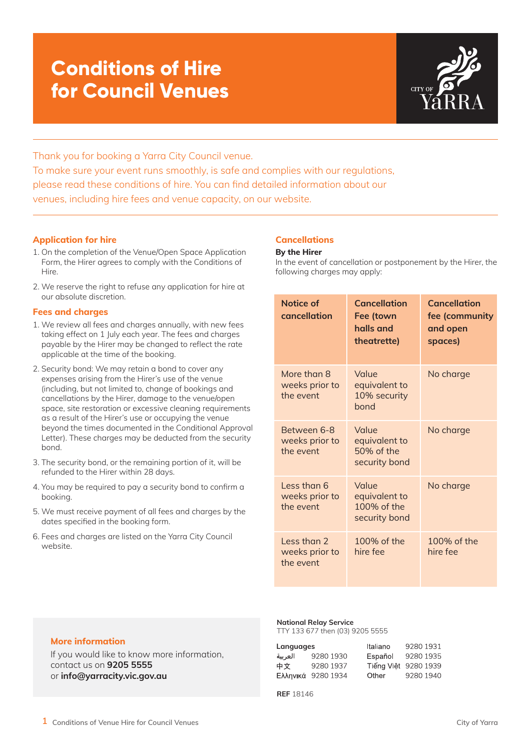# Conditions of Hire for Council Venues

Thank you for booking a Yarra City Council venue.
To make sure your event runs smoothly, is safe and complies with our regulations, please read these conditions of hire. You can find detailed information about our venues, including hire fees and venue capacity, on our website.

## Application for hire

1. On the completion of the Venue/Open Space Application Form, the Hirer agrees to comply with the Conditions of Hire.
2. We reserve the right to refuse any application for hire at our absolute discretion.

## Fees and charges

1. We review all fees and charges annually, with new fees taking effect on 1 July each year. The fees and charges payable by the Hirer may be changed to reflect the rate applicable at the time of the booking.
2. Security bond: We may retain a bond to cover any expenses arising from the Hirer's use of the venue (including, but not limited to, change of bookings and cancellations by the Hirer, damage to the venue/open space, site restoration or excessive cleaning requirements as a result of the Hirer's use or occupying the venue beyond the times documented in the Conditional Approval Letter). These charges may be deducted from the security bond.
3. The security bond, or the remaining portion of it, will be refunded to the Hirer within 28 days.
4. You may be required to pay a security bond to confirm a booking.
5. We must receive payment of all fees and charges by the dates specified in the booking form.
6. Fees and charges are listed on the Yarra City Council website.

## Cancellations

**By the Hirer**

In the event of cancellation or postponement by the Hirer, the following charges may apply:

| Notice of cancellation | Cancellation Fee (town halls and theatrette) | Cancellation fee (community and open spaces) |
|---|---|---|
| More than 8 weeks prior to the event | Value equivalent to 10% security bond | No charge |
| Between 6-8 weeks prior to the event | Value equivalent to 50% of the security bond | No charge |
| Less than 6 weeks prior to the event | Value equivalent to 100% of the security bond | No charge |
| Less than 2 weeks prior to the event | 100% of the hire fee | 100% of the hire fee |

## More information

If you would like to know more information, contact us on **9205 5555** or **info@yarracity.vic.gov.au**

**National Relay Service**
TTY 133 677 then (03) 9205 5555

| Languages | | | |
|---|---|---|---|
| العربية | 9280 1930 | Italiano | 9280 1931 |
| 中文 | 9280 1937 | Español | 9280 1935 |
| Ελληνικά | 9280 1934 | Tiếng Việt | 9280 1939 |
| | | Other | 9280 1940 |

**REF** 18146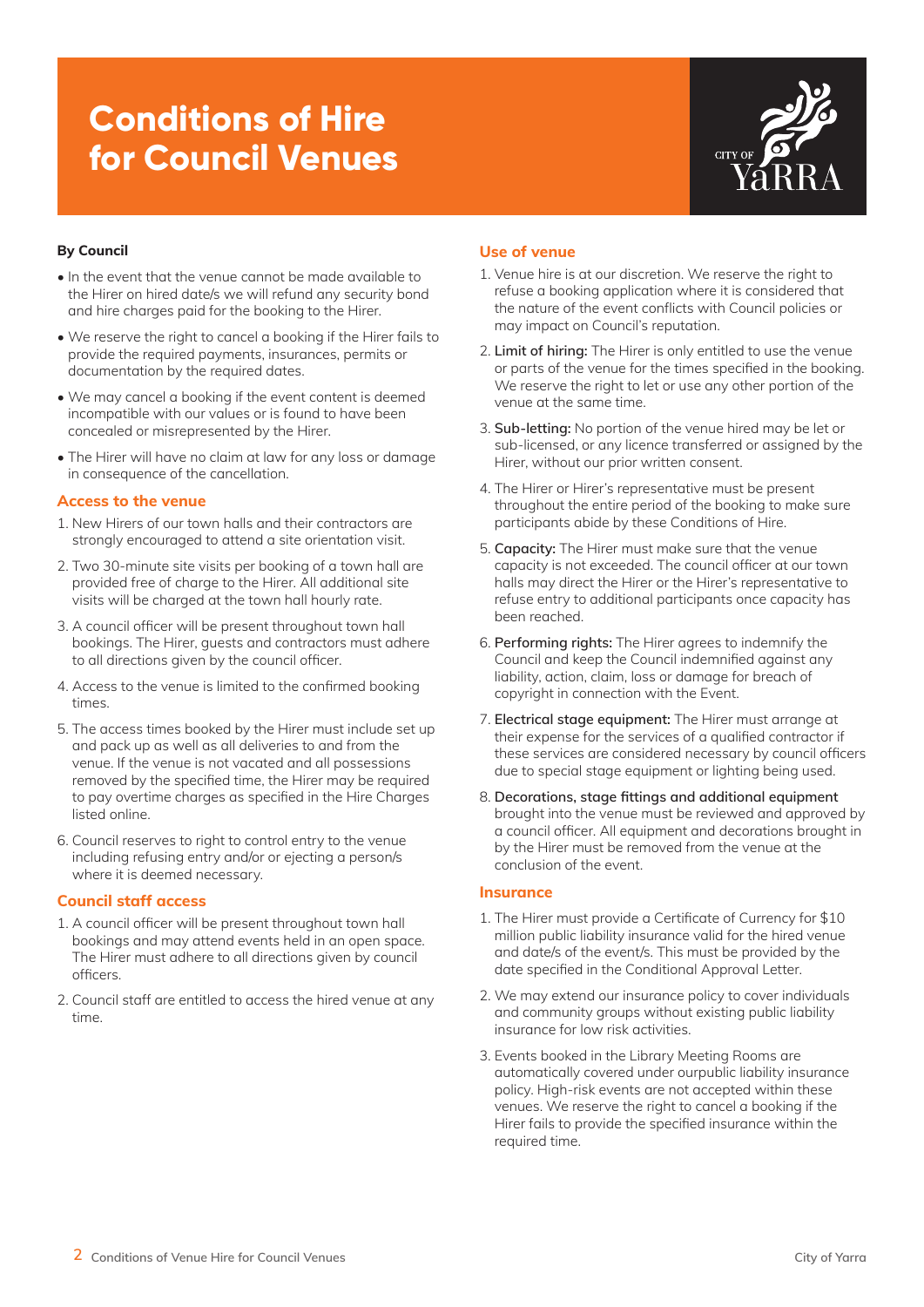# Conditions of Hire for Council Venues

**By Council**

- In the event that the venue cannot be made available to the Hirer on hired date/s we will refund any security bond and hire charges paid for the booking to the Hirer.
- We reserve the right to cancel a booking if the Hirer fails to provide the required payments, insurances, permits or documentation by the required dates.
- We may cancel a booking if the event content is deemed incompatible with our values or is found to have been concealed or misrepresented by the Hirer.
- The Hirer will have no claim at law for any loss or damage in consequence of the cancellation.

## Access to the venue

1. New Hirers of our town halls and their contractors are strongly encouraged to attend a site orientation visit.
2. Two 30-minute site visits per booking of a town hall are provided free of charge to the Hirer. All additional site visits will be charged at the town hall hourly rate.
3. A council officer will be present throughout town hall bookings. The Hirer, guests and contractors must adhere to all directions given by the council officer.
4. Access to the venue is limited to the confirmed booking times.
5. The access times booked by the Hirer must include set up and pack up as well as all deliveries to and from the venue. If the venue is not vacated and all possessions removed by the specified time, the Hirer may be required to pay overtime charges as specified in the Hire Charges listed online.
6. Council reserves to right to control entry to the venue including refusing entry and/or or ejecting a person/s where it is deemed necessary.

## Council staff access

1. A council officer will be present throughout town hall bookings and may attend events held in an open space. The Hirer must adhere to all directions given by council officers.
2. Council staff are entitled to access the hired venue at any time.

## Use of venue

1. Venue hire is at our discretion. We reserve the right to refuse a booking application where it is considered that the nature of the event conflicts with Council policies or may impact on Council's reputation.
2. **Limit of hiring:** The Hirer is only entitled to use the venue or parts of the venue for the times specified in the booking. We reserve the right to let or use any other portion of the venue at the same time.
3. **Sub-letting:** No portion of the venue hired may be let or sub-licensed, or any licence transferred or assigned by the Hirer, without our prior written consent.
4. The Hirer or Hirer's representative must be present throughout the entire period of the booking to make sure participants abide by these Conditions of Hire.
5. **Capacity:** The Hirer must make sure that the venue capacity is not exceeded. The council officer at our town halls may direct the Hirer or the Hirer's representative to refuse entry to additional participants once capacity has been reached.
6. **Performing rights:** The Hirer agrees to indemnify the Council and keep the Council indemnified against any liability, action, claim, loss or damage for breach of copyright in connection with the Event.
7. **Electrical stage equipment:** The Hirer must arrange at their expense for the services of a qualified contractor if these services are considered necessary by council officers due to special stage equipment or lighting being used.
8. **Decorations, stage fittings and additional equipment** brought into the venue must be reviewed and approved by a council officer. All equipment and decorations brought in by the Hirer must be removed from the venue at the conclusion of the event.

## Insurance

1. The Hirer must provide a Certificate of Currency for $10 million public liability insurance valid for the hired venue and date/s of the event/s. This must be provided by the date specified in the Conditional Approval Letter.
2. We may extend our insurance policy to cover individuals and community groups without existing public liability insurance for low risk activities.
3. Events booked in the Library Meeting Rooms are automatically covered under ourpublic liability insurance policy. High-risk events are not accepted within these venues. We reserve the right to cancel a booking if the Hirer fails to provide the specified insurance within the required time.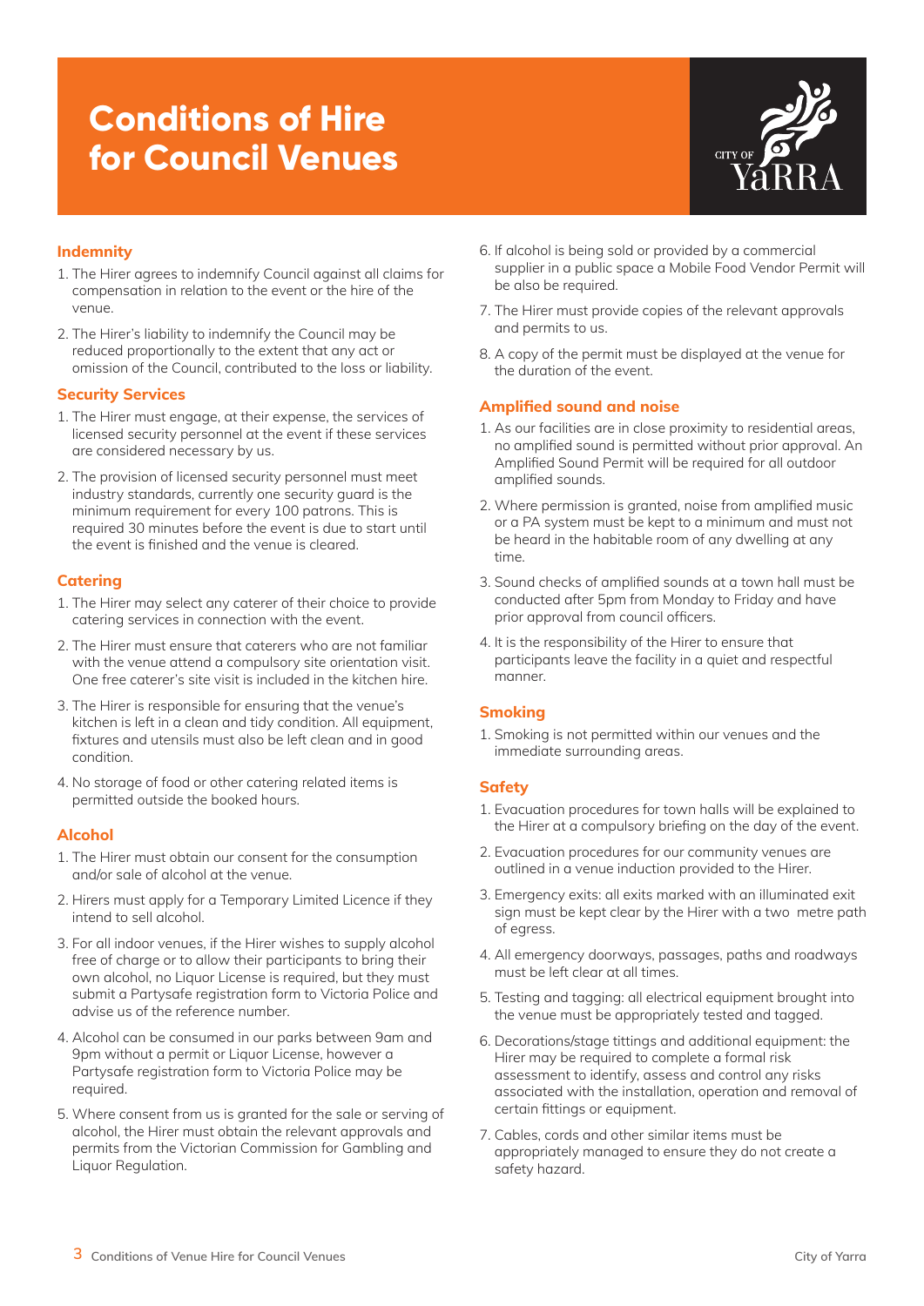# Conditions of Hire for Council Venues

## Indemnity

1. The Hirer agrees to indemnify Council against all claims for compensation in relation to the event or the hire of the venue.
2. The Hirer's liability to indemnify the Council may be reduced proportionally to the extent that any act or omission of the Council, contributed to the loss or liability.

## Security Services

1. The Hirer must engage, at their expense, the services of licensed security personnel at the event if these services are considered necessary by us.
2. The provision of licensed security personnel must meet industry standards, currently one security guard is the minimum requirement for every 100 patrons. This is required 30 minutes before the event is due to start until the event is finished and the venue is cleared.

## Catering

1. The Hirer may select any caterer of their choice to provide catering services in connection with the event.
2. The Hirer must ensure that caterers who are not familiar with the venue attend a compulsory site orientation visit. One free caterer's site visit is included in the kitchen hire.
3. The Hirer is responsible for ensuring that the venue's kitchen is left in a clean and tidy condition. All equipment, fixtures and utensils must also be left clean and in good condition.
4. No storage of food or other catering related items is permitted outside the booked hours.

## Alcohol

1. The Hirer must obtain our consent for the consumption and/or sale of alcohol at the venue.
2. Hirers must apply for a Temporary Limited Licence if they intend to sell alcohol.
3. For all indoor venues, if the Hirer wishes to supply alcohol free of charge or to allow their participants to bring their own alcohol, no Liquor License is required, but they must submit a Partysafe registration form to Victoria Police and advise us of the reference number.
4. Alcohol can be consumed in our parks between 9am and 9pm without a permit or Liquor License, however a Partysafe registration form to Victoria Police may be required.
5. Where consent from us is granted for the sale or serving of alcohol, the Hirer must obtain the relevant approvals and permits from the Victorian Commission for Gambling and Liquor Regulation.
6. If alcohol is being sold or provided by a commercial supplier in a public space a Mobile Food Vendor Permit will be also be required.
7. The Hirer must provide copies of the relevant approvals and permits to us.
8. A copy of the permit must be displayed at the venue for the duration of the event.

## Amplified sound and noise

1. As our facilities are in close proximity to residential areas, no amplified sound is permitted without prior approval. An Amplified Sound Permit will be required for all outdoor amplified sounds.
2. Where permission is granted, noise from amplified music or a PA system must be kept to a minimum and must not be heard in the habitable room of any dwelling at any time.
3. Sound checks of amplified sounds at a town hall must be conducted after 5pm from Monday to Friday and have prior approval from council officers.
4. It is the responsibility of the Hirer to ensure that participants leave the facility in a quiet and respectful manner.

## Smoking

1. Smoking is not permitted within our venues and the immediate surrounding areas.

## Safety

1. Evacuation procedures for town halls will be explained to the Hirer at a compulsory briefing on the day of the event.
2. Evacuation procedures for our community venues are outlined in a venue induction provided to the Hirer.
3. Emergency exits: all exits marked with an illuminated exit sign must be kept clear by the Hirer with a two metre path of egress.
4. All emergency doorways, passages, paths and roadways must be left clear at all times.
5. Testing and tagging: all electrical equipment brought into the venue must be appropriately tested and tagged.
6. Decorations/stage tittings and additional equipment: the Hirer may be required to complete a formal risk assessment to identify, assess and control any risks associated with the installation, operation and removal of certain fittings or equipment.
7. Cables, cords and other similar items must be appropriately managed to ensure they do not create a safety hazard.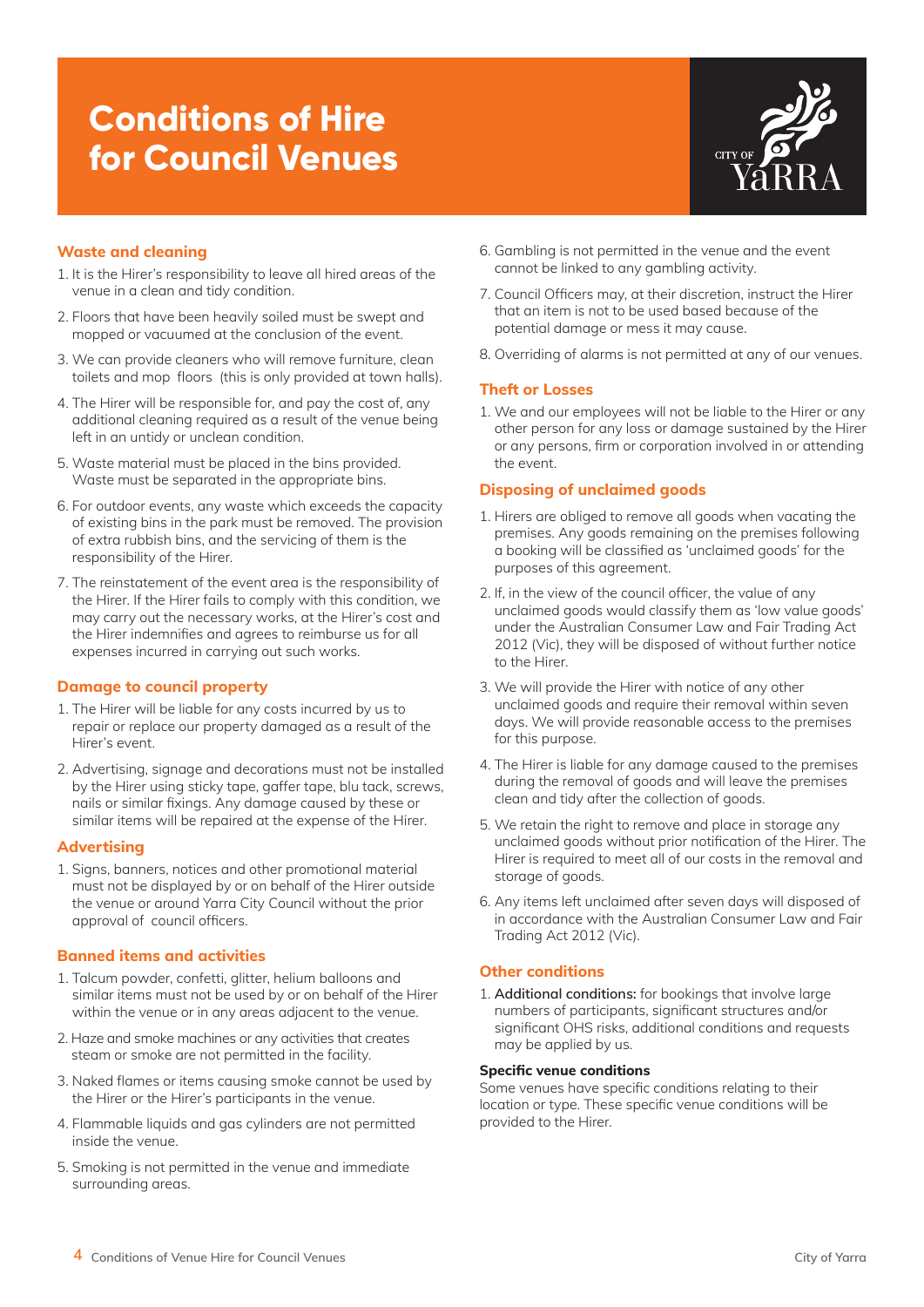# Conditions of Hire for Council Venues

## Waste and cleaning

1. It is the Hirer's responsibility to leave all hired areas of the venue in a clean and tidy condition.
2. Floors that have been heavily soiled must be swept and mopped or vacuumed at the conclusion of the event.
3. We can provide cleaners who will remove furniture, clean toilets and mop floors (this is only provided at town halls).
4. The Hirer will be responsible for, and pay the cost of, any additional cleaning required as a result of the venue being left in an untidy or unclean condition.
5. Waste material must be placed in the bins provided. Waste must be separated in the appropriate bins.
6. For outdoor events, any waste which exceeds the capacity of existing bins in the park must be removed. The provision of extra rubbish bins, and the servicing of them is the responsibility of the Hirer.
7. The reinstatement of the event area is the responsibility of the Hirer. If the Hirer fails to comply with this condition, we may carry out the necessary works, at the Hirer's cost and the Hirer indemnifies and agrees to reimburse us for all expenses incurred in carrying out such works.

## Damage to council property

1. The Hirer will be liable for any costs incurred by us to repair or replace our property damaged as a result of the Hirer's event.
2. Advertising, signage and decorations must not be installed by the Hirer using sticky tape, gaffer tape, blu tack, screws, nails or similar fixings. Any damage caused by these or similar items will be repaired at the expense of the Hirer.

## Advertising

1. Signs, banners, notices and other promotional material must not be displayed by or on behalf of the Hirer outside the venue or around Yarra City Council without the prior approval of council officers.

## Banned items and activities

1. Talcum powder, confetti, glitter, helium balloons and similar items must not be used by or on behalf of the Hirer within the venue or in any areas adjacent to the venue.
2. Haze and smoke machines or any activities that creates steam or smoke are not permitted in the facility.
3. Naked flames or items causing smoke cannot be used by the Hirer or the Hirer's participants in the venue.
4. Flammable liquids and gas cylinders are not permitted inside the venue.
5. Smoking is not permitted in the venue and immediate surrounding areas.
6. Gambling is not permitted in the venue and the event cannot be linked to any gambling activity.
7. Council Officers may, at their discretion, instruct the Hirer that an item is not to be used based because of the potential damage or mess it may cause.
8. Overriding of alarms is not permitted at any of our venues.

## Theft or Losses

1. We and our employees will not be liable to the Hirer or any other person for any loss or damage sustained by the Hirer or any persons, firm or corporation involved in or attending the event.

## Disposing of unclaimed goods

1. Hirers are obliged to remove all goods when vacating the premises. Any goods remaining on the premises following a booking will be classified as 'unclaimed goods' for the purposes of this agreement.
2. If, in the view of the council officer, the value of any unclaimed goods would classify them as 'low value goods' under the Australian Consumer Law and Fair Trading Act 2012 (Vic), they will be disposed of without further notice to the Hirer.
3. We will provide the Hirer with notice of any other unclaimed goods and require their removal within seven days. We will provide reasonable access to the premises for this purpose.
4. The Hirer is liable for any damage caused to the premises during the removal of goods and will leave the premises clean and tidy after the collection of goods.
5. We retain the right to remove and place in storage any unclaimed goods without prior notification of the Hirer. The Hirer is required to meet all of our costs in the removal and storage of goods.
6. Any items left unclaimed after seven days will disposed of in accordance with the Australian Consumer Law and Fair Trading Act 2012 (Vic).

## Other conditions

1. **Additional conditions:** for bookings that involve large numbers of participants, significant structures and/or significant OHS risks, additional conditions and requests may be applied by us.

### Specific venue conditions

Some venues have specific conditions relating to their location or type. These specific venue conditions will be provided to the Hirer.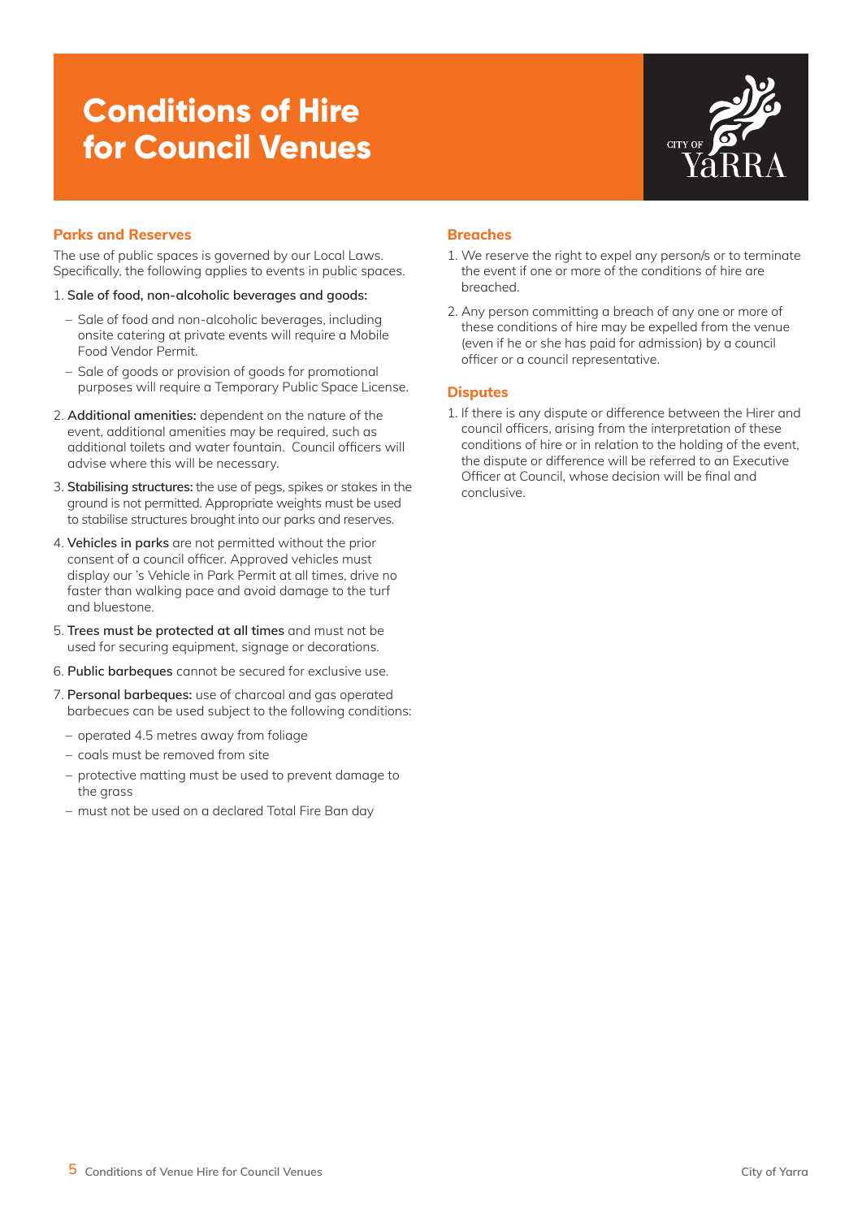# Conditions of Hire for Council Venues

## Parks and Reserves

The use of public spaces is governed by our Local Laws. Specifically, the following applies to events in public spaces.

1. Sale of food, non-alcoholic beverages and goods:
   - Sale of food and non-alcoholic beverages, including onsite catering at private events will require a Mobile Food Vendor Permit.
   - Sale of goods or provision of goods for promotional purposes will require a Temporary Public Space License.
2. **Additional amenities:** dependent on the nature of the event, additional amenities may be required, such as additional toilets and water fountain. Council officers will advise where this will be necessary.
3. **Stabilising structures:** the use of pegs, spikes or stakes in the ground is not permitted. Appropriate weights must be used to stabilise structures brought into our parks and reserves.
4. **Vehicles in parks** are not permitted without the prior consent of a council officer. Approved vehicles must display our 's Vehicle in Park Permit at all times, drive no faster than walking pace and avoid damage to the turf and bluestone.
5. **Trees must be protected at all times** and must not be used for securing equipment, signage or decorations.
6. **Public barbeques** cannot be secured for exclusive use.
7. **Personal barbeques:** use of charcoal and gas operated barbecues can be used subject to the following conditions:
   - operated 4.5 metres away from foliage
   - coals must be removed from site
   - protective matting must be used to prevent damage to the grass
   - must not be used on a declared Total Fire Ban day

## Breaches

1. We reserve the right to expel any person/s or to terminate the event if one or more of the conditions of hire are breached.
2. Any person committing a breach of any one or more of these conditions of hire may be expelled from the venue (even if he or she has paid for admission) by a council officer or a council representative.

## Disputes

1. If there is any dispute or difference between the Hirer and council officers, arising from the interpretation of these conditions of hire or in relation to the holding of the event, the dispute or difference will be referred to an Executive Officer at Council, whose decision will be final and conclusive.